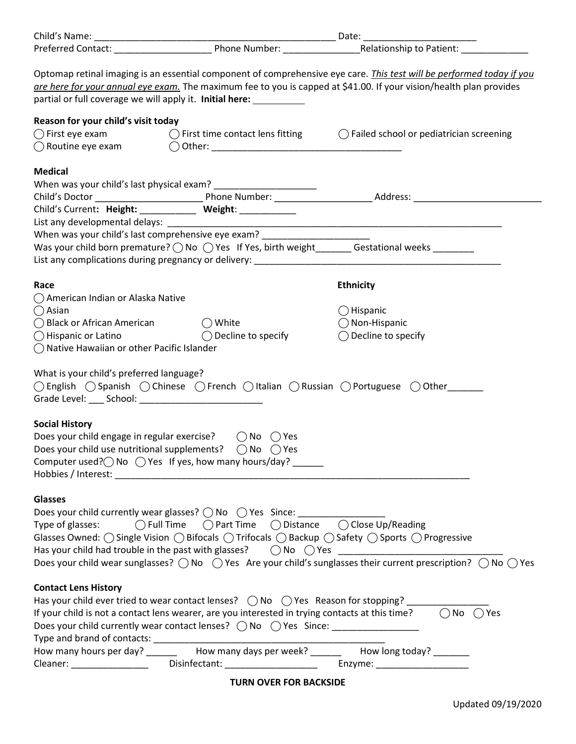Child's Name: _______________________________________________ Date: _____________________

Preferred Contact: ___________________ Phone Number: ______________Relationship to Patient: _____________

Optomap retinal imaging is an essential component of comprehensive eye care. *This test will be performed today if you are here for your annual eye exam.* The maximum fee to you is capped at $41.00. If your vision/health plan provides partial or full coverage we will apply it. **Initial here:** __________

**Reason for your child's visit today**

◯ First eye exam ◯ First time contact lens fitting ◯ Failed school or pediatrician screening

◯ Routine eye exam ◯ Other: _____________________________________

**Medical**

When was your child's last physical exam? ___________________

Child's Doctor _____________________ Phone Number: __________________ Address: ________________________

Child's Current: **Height:** ___________ **Weight**: ___________

List any developmental delays: __________________________________________________________________

When was your child's last comprehensive eye exam? ____________________

Was your child born premature? ◯ No ◯ Yes If Yes, birth weight_______ Gestational weeks ________

List any complications during pregnancy or delivery: ______________________________________________

**Race**

◯ American Indian or Alaska Native

◯ Asian

◯ Black or African American ◯ White

◯ Hispanic or Latino ◯ Decline to specify

◯ Native Hawaiian or other Pacific Islander

**Ethnicity**

◯ Hispanic

◯ Non-Hispanic

◯ Decline to specify

What is your child's preferred language?

◯ English ◯ Spanish ◯ Chinese ◯ French ◯ Italian ◯ Russian ◯ Portuguese ◯ Other_______

Grade Level: ___ School: ________________________

**Social History**

Does your child engage in regular exercise? ◯ No ◯ Yes

Does your child use nutritional supplements? ◯ No ◯ Yes

Computer used?◯ No ◯ Yes If yes, how many hours/day? ______

Hobbies / Interest: _______________________________________________________________________

**Glasses**

Does your child currently wear glasses? ◯ No ◯ Yes Since: ________________

Type of glasses: ◯ Full Time ◯ Part Time ◯ Distance ◯ Close Up/Reading

Glasses Owned: ◯ Single Vision ◯ Bifocals ◯ Trifocals ◯ Backup ◯ Safety ◯ Sports ◯ Progressive

Has your child had trouble in the past with glasses? ◯ No ◯ Yes _______________________________

Does your child wear sunglasses? ◯ No ◯ Yes Are your child's sunglasses their current prescription? ◯ No ◯ Yes

**Contact Lens History**

Has your child ever tried to wear contact lenses? ◯ No ◯ Yes Reason for stopping? ________________

If your child is not a contact lens wearer, are you interested in trying contacts at this time? ◯ No ◯ Yes

Does your child currently wear contact lenses? ◯ No ◯ Yes Since: ________________

Type and brand of contacts: _______________________________________________

How many hours per day? ______ How many days per week? ______ How long today? _______

Cleaner: _______________ Disinfectant: __________________ Enzyme: __________________

**TURN OVER FOR BACKSIDE**

Updated 09/19/2020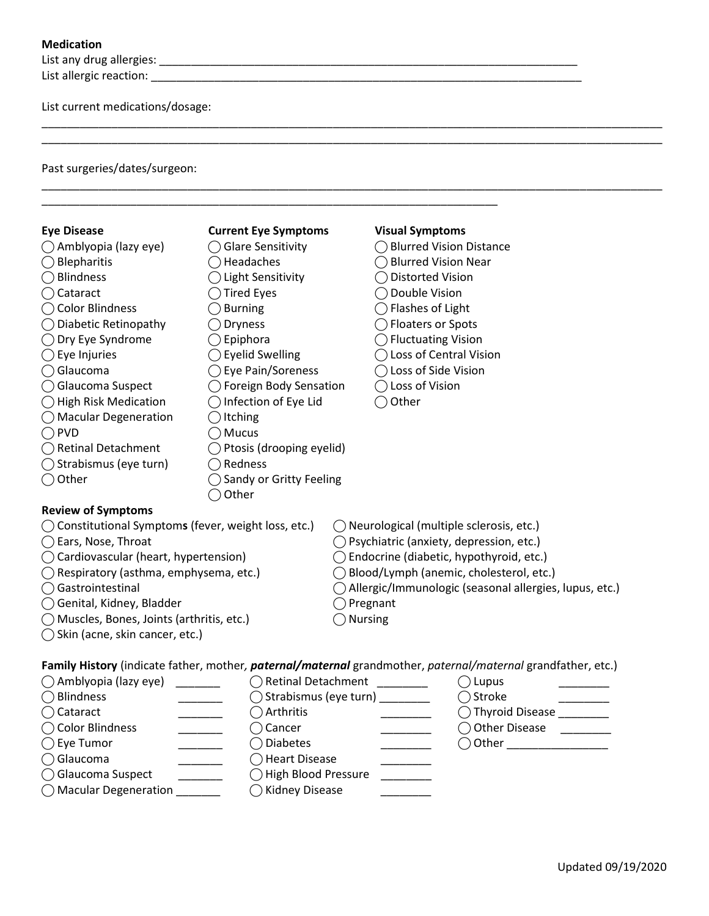**Medication**

List any drug allergies: ______________________________________________________________________

List allergic reaction: ________________________________________________________________________

List current medications/dosage:

______________________________________________________________________________________________

______________________________________________________________________________________________

Past surgeries/dates/surgeon:

______________________________________________________________________________________________

_________________________________________________________________________

**Eye Disease**

- ◯ Amblyopia (lazy eye)
- ◯ Blepharitis
- ◯ Blindness
- ◯ Cataract
- ◯ Color Blindness
- ◯ Diabetic Retinopathy
- ◯ Dry Eye Syndrome
- ◯ Eye Injuries
- ◯ Glaucoma
- ◯ Glaucoma Suspect
- ◯ High Risk Medication
- ◯ Macular Degeneration
- ◯ PVD
- ◯ Retinal Detachment
- ◯ Strabismus (eye turn)
- ◯ Other

**Current Eye Symptoms**

- ◯ Glare Sensitivity
- ◯ Headaches
- ◯ Light Sensitivity
- ◯ Tired Eyes
- ◯ Burning
- ◯ Dryness
- ◯ Epiphora
- ◯ Eyelid Swelling
- ◯ Eye Pain/Soreness
- ◯ Foreign Body Sensation
- ◯ Infection of Eye Lid
- ◯ Itching
- ◯ Mucus
- ◯ Ptosis (drooping eyelid)
- ◯ Redness
- ◯ Sandy or Gritty Feeling
- ◯ Other

**Visual Symptoms**

- ◯ Blurred Vision Distance
- ◯ Blurred Vision Near
- ◯ Distorted Vision
- ◯ Double Vision
- ◯ Flashes of Light
- ◯ Floaters or Spots
- ◯ Fluctuating Vision
- ◯ Loss of Central Vision
- ◯ Loss of Side Vision
- ◯ Loss of Vision
- ◯ Other

**Review of Symptoms**

- ◯ Constitutional Symptoms (fever, weight loss, etc.)
- ◯ Ears, Nose, Throat
- ◯ Cardiovascular (heart, hypertension)
- ◯ Respiratory (asthma, emphysema, etc.)
- ◯ Gastrointestinal
- ◯ Genital, Kidney, Bladder
- ◯ Muscles, Bones, Joints (arthritis, etc.)
- ◯ Skin (acne, skin cancer, etc.)
- ◯ Neurological (multiple sclerosis, etc.)
- ◯ Psychiatric (anxiety, depression, etc.)
- ◯ Endocrine (diabetic, hypothyroid, etc.)
- ◯ Blood/Lymph (anemic, cholesterol, etc.)
- ◯ Allergic/Immunologic (seasonal allergies, lupus, etc.)
- ◯ Pregnant
- ◯ Nursing

**Family History** (indicate father, mother, ***paternal/maternal*** grandmother, *paternal/maternal* grandfather, etc.)

- ◯ Amblyopia (lazy eye) _______
- ◯ Blindness _______
- ◯ Cataract _______
- ◯ Color Blindness _______
- ◯ Eye Tumor _______
- ◯ Glaucoma _______
- ◯ Glaucoma Suspect _______
- ◯ Macular Degeneration _______
- ◯ Retinal Detachment ________
- ◯ Strabismus (eye turn) ________
- ◯ Arthritis ________
- ◯ Cancer ________
- ◯ Diabetes ________
- ◯ Heart Disease ________
- ◯ High Blood Pressure ________
- ◯ Kidney Disease ________
- ◯ Lupus ________
- ◯ Stroke ________
- ◯ Thyroid Disease ________
- ◯ Other Disease ________
- ◯ Other ________________

Updated 09/19/2020